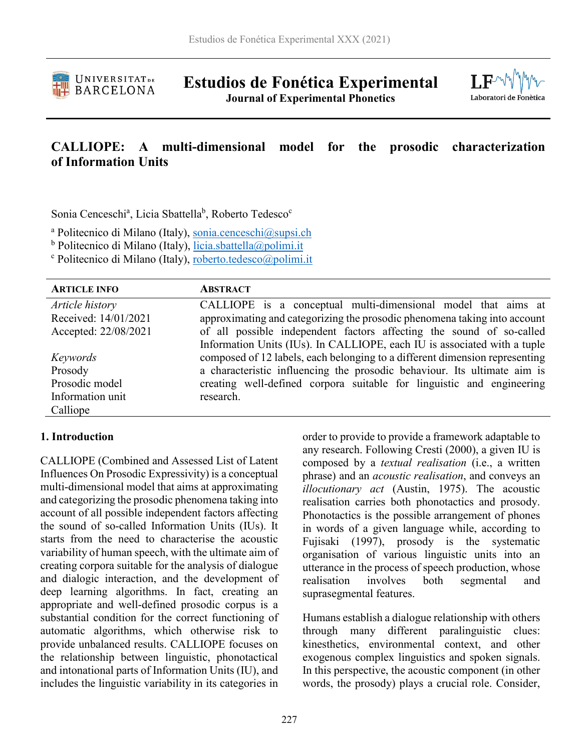# CALLIOPE: A multi-dimensional model for the prosodic characterization of Information Units

Sonia Cenceschi[a], Licia Sbattella[b], Roberto Tedesco[c]

[a] Politecnico di Milano (Italy), sonia.cenceschi@supsi.ch
[b] Politecnico di Milano (Italy), licia.sbattella@polimi.it
[c] Politecnico di Milano (Italy), roberto.tedesco@polimi.it

| ARTICLE INFO | ABSTRACT |
|---|---|
| *Article history*<br>Received: 14/01/2021<br>Accepted: 22/08/2021<br><br>*Keywords*<br>Prosody<br>Prosodic model<br>Information unit<br>Calliope | CALLIOPE is a conceptual multi-dimensional model that aims at approximating and categorizing the prosodic phenomena taking into account of all possible independent factors affecting the sound of so-called Information Units (IUs). In CALLIOPE, each IU is associated with a tuple composed of 12 labels, each belonging to a different dimension representing a characteristic influencing the prosodic behaviour. Its ultimate aim is creating well-defined corpora suitable for linguistic and engineering research. |

## 1. Introduction

CALLIOPE (Combined and Assessed List of Latent Influences On Prosodic Expressivity) is a conceptual multi-dimensional model that aims at approximating and categorizing the prosodic phenomena taking into account of all possible independent factors affecting the sound of so-called Information Units (IUs). It starts from the need to characterise the acoustic variability of human speech, with the ultimate aim of creating corpora suitable for the analysis of dialogue and dialogic interaction, and the development of deep learning algorithms. In fact, creating an appropriate and well-defined prosodic corpus is a substantial condition for the correct functioning of automatic algorithms, which otherwise risk to provide unbalanced results. CALLIOPE focuses on the relationship between linguistic, phonotactical and intonational parts of Information Units (IU), and includes the linguistic variability in its categories in order to provide to provide a framework adaptable to any research. Following Cresti (2000), a given IU is composed by a *textual realisation* (i.e., a written phrase) and an *acoustic realisation*, and conveys an *illocutionary act* (Austin, 1975). The acoustic realisation carries both phonotactics and prosody. Phonotactics is the possible arrangement of phones in words of a given language while, according to Fujisaki (1997), prosody is the systematic organisation of various linguistic units into an utterance in the process of speech production, whose realisation involves both segmental and suprasegmental features.

Humans establish a dialogue relationship with others through many different paralinguistic clues: kinesthetics, environmental context, and other exogenous complex linguistics and spoken signals. In this perspective, the acoustic component (in other words, the prosody) plays a crucial role. Consider,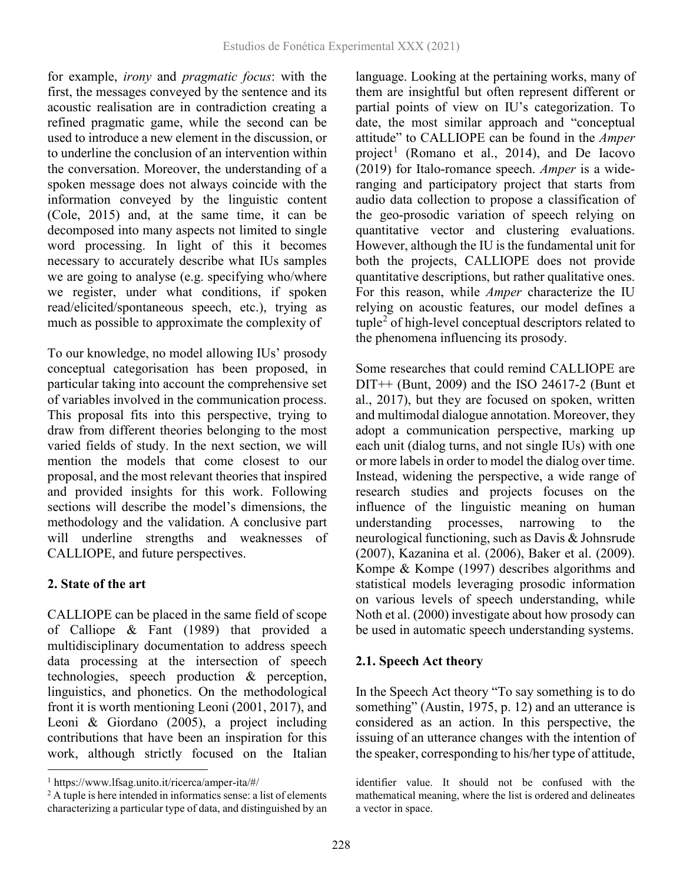for example, *irony* and *pragmatic focus*: with the first, the messages conveyed by the sentence and its acoustic realisation are in contradiction creating a refined pragmatic game, while the second can be used to introduce a new element in the discussion, or to underline the conclusion of an intervention within the conversation. Moreover, the understanding of a spoken message does not always coincide with the information conveyed by the linguistic content (Cole, 2015) and, at the same time, it can be decomposed into many aspects not limited to single word processing. In light of this it becomes necessary to accurately describe what IUs samples we are going to analyse (e.g. specifying who/where we register, under what conditions, if spoken read/elicited/spontaneous speech, etc.), trying as much as possible to approximate the complexity of

To our knowledge, no model allowing IUs' prosody conceptual categorisation has been proposed, in particular taking into account the comprehensive set of variables involved in the communication process. This proposal fits into this perspective, trying to draw from different theories belonging to the most varied fields of study. In the next section, we will mention the models that come closest to our proposal, and the most relevant theories that inspired and provided insights for this work. Following sections will describe the model's dimensions, the methodology and the validation. A conclusive part will underline strengths and weaknesses of CALLIOPE, and future perspectives.

## 2. State of the art

CALLIOPE can be placed in the same field of scope of Calliope & Fant (1989) that provided a multidisciplinary documentation to address speech data processing at the intersection of speech technologies, speech production & perception, linguistics, and phonetics. On the methodological front it is worth mentioning Leoni (2001, 2017), and Leoni & Giordano (2005), a project including contributions that have been an inspiration for this work, although strictly focused on the Italian language. Looking at the pertaining works, many of them are insightful but often represent different or partial points of view on IU's categorization. To date, the most similar approach and "conceptual attitude" to CALLIOPE can be found in the *Amper* project[1] (Romano et al., 2014), and De Iacovo (2019) for Italo-romance speech. *Amper* is a wide-ranging and participatory project that starts from audio data collection to propose a classification of the geo-prosodic variation of speech relying on quantitative vector and clustering evaluations. However, although the IU is the fundamental unit for both the projects, CALLIOPE does not provide quantitative descriptions, but rather qualitative ones. For this reason, while *Amper* characterize the IU relying on acoustic features, our model defines a tuple[2] of high-level conceptual descriptors related to the phenomena influencing its prosody.

Some researches that could remind CALLIOPE are DIT++ (Bunt, 2009) and the ISO 24617-2 (Bunt et al., 2017), but they are focused on spoken, written and multimodal dialogue annotation. Moreover, they adopt a communication perspective, marking up each unit (dialog turns, and not single IUs) with one or more labels in order to model the dialog over time. Instead, widening the perspective, a wide range of research studies and projects focuses on the influence of the linguistic meaning on human understanding processes, narrowing to the neurological functioning, such as Davis & Johnsrude (2007), Kazanina et al. (2006), Baker et al. (2009). Kompe & Kompe (1997) describes algorithms and statistical models leveraging prosodic information on various levels of speech understanding, while Noth et al. (2000) investigate about how prosody can be used in automatic speech understanding systems.

### 2.1. Speech Act theory

In the Speech Act theory "To say something is to do something" (Austin, 1975, p. 12) and an utterance is considered as an action. In this perspective, the issuing of an utterance changes with the intention of the speaker, corresponding to his/her type of attitude,

[1] https://www.lfsag.unito.it/ricerca/amper-ita/#/

[2] A tuple is here intended in informatics sense: a list of elements characterizing a particular type of data, and distinguished by an identifier value. It should not be confused with the mathematical meaning, where the list is ordered and delineates a vector in space.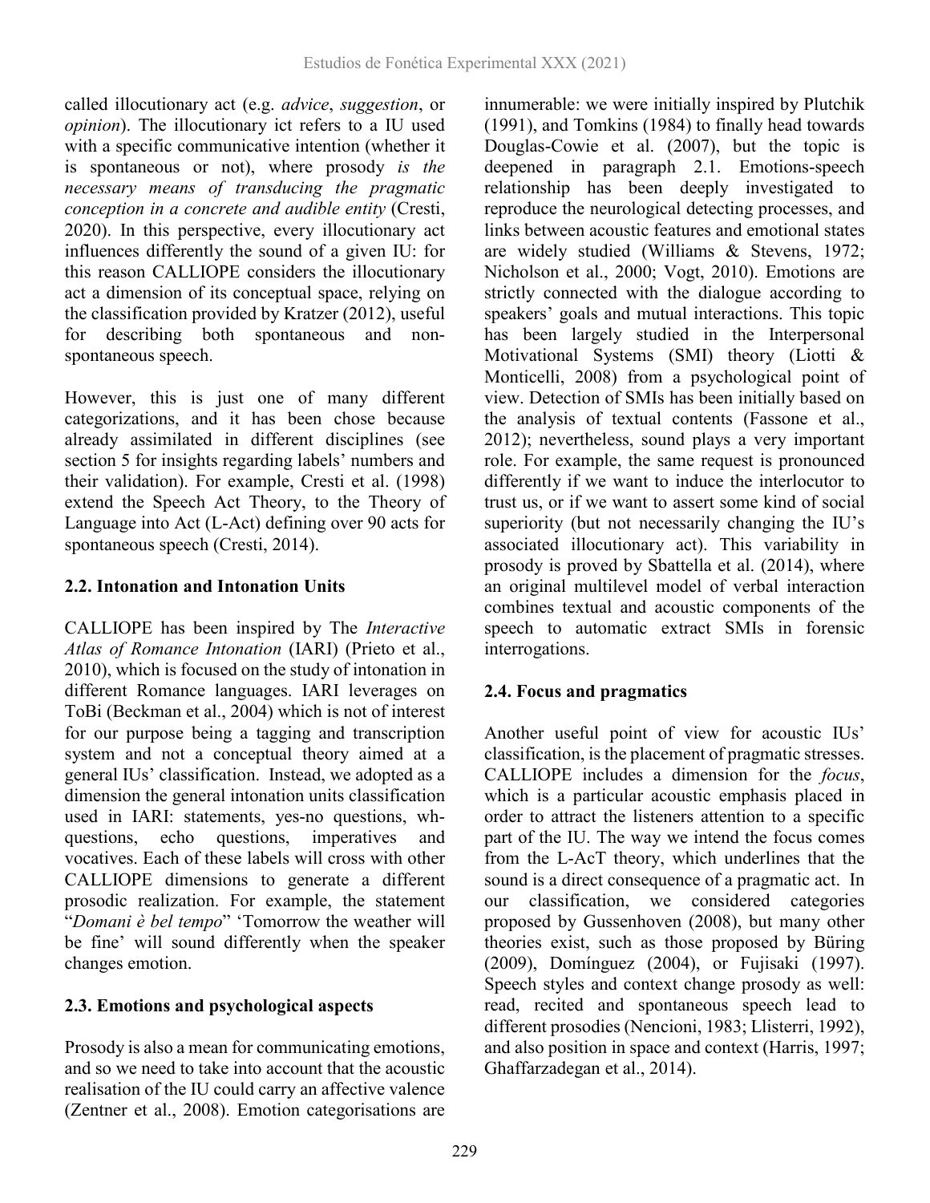called illocutionary act (e.g. *advice*, *suggestion*, or *opinion*). The illocutionary ict refers to a IU used with a specific communicative intention (whether it is spontaneous or not), where prosody *is the necessary means of transducing the pragmatic conception in a concrete and audible entity* (Cresti, 2020). In this perspective, every illocutionary act influences differently the sound of a given IU: for this reason CALLIOPE considers the illocutionary act a dimension of its conceptual space, relying on the classification provided by Kratzer (2012), useful for describing both spontaneous and non-spontaneous speech.

However, this is just one of many different categorizations, and it has been chose because already assimilated in different disciplines (see section 5 for insights regarding labels' numbers and their validation). For example, Cresti et al. (1998) extend the Speech Act Theory, to the Theory of Language into Act (L-Act) defining over 90 acts for spontaneous speech (Cresti, 2014).

## 2.2. Intonation and Intonation Units

CALLIOPE has been inspired by The *Interactive Atlas of Romance Intonation* (IARI) (Prieto et al., 2010), which is focused on the study of intonation in different Romance languages. IARI leverages on ToBi (Beckman et al., 2004) which is not of interest for our purpose being a tagging and transcription system and not a conceptual theory aimed at a general IUs' classification. Instead, we adopted as a dimension the general intonation units classification used in IARI: statements, yes-no questions, wh-questions, echo questions, imperatives and vocatives. Each of these labels will cross with other CALLIOPE dimensions to generate a different prosodic realization. For example, the statement "*Domani è bel tempo*" 'Tomorrow the weather will be fine' will sound differently when the speaker changes emotion.

## 2.3. Emotions and psychological aspects

Prosody is also a mean for communicating emotions, and so we need to take into account that the acoustic realisation of the IU could carry an affective valence (Zentner et al., 2008). Emotion categorisations are innumerable: we were initially inspired by Plutchik (1991), and Tomkins (1984) to finally head towards Douglas-Cowie et al. (2007), but the topic is deepened in paragraph 2.1. Emotions-speech relationship has been deeply investigated to reproduce the neurological detecting processes, and links between acoustic features and emotional states are widely studied (Williams & Stevens, 1972; Nicholson et al., 2000; Vogt, 2010). Emotions are strictly connected with the dialogue according to speakers' goals and mutual interactions. This topic has been largely studied in the Interpersonal Motivational Systems (SMI) theory (Liotti & Monticelli, 2008) from a psychological point of view. Detection of SMIs has been initially based on the analysis of textual contents (Fassone et al., 2012); nevertheless, sound plays a very important role. For example, the same request is pronounced differently if we want to induce the interlocutor to trust us, or if we want to assert some kind of social superiority (but not necessarily changing the IU's associated illocutionary act). This variability in prosody is proved by Sbattella et al. (2014), where an original multilevel model of verbal interaction combines textual and acoustic components of the speech to automatic extract SMIs in forensic interrogations.

## 2.4. Focus and pragmatics

Another useful point of view for acoustic IUs' classification, is the placement of pragmatic stresses. CALLIOPE includes a dimension for the *focus*, which is a particular acoustic emphasis placed in order to attract the listeners attention to a specific part of the IU. The way we intend the focus comes from the L-AcT theory, which underlines that the sound is a direct consequence of a pragmatic act. In our classification, we considered categories proposed by Gussenhoven (2008), but many other theories exist, such as those proposed by Büring (2009), Domínguez (2004), or Fujisaki (1997). Speech styles and context change prosody as well: read, recited and spontaneous speech lead to different prosodies (Nencioni, 1983; Llisterri, 1992), and also position in space and context (Harris, 1997; Ghaffarzadegan et al., 2014).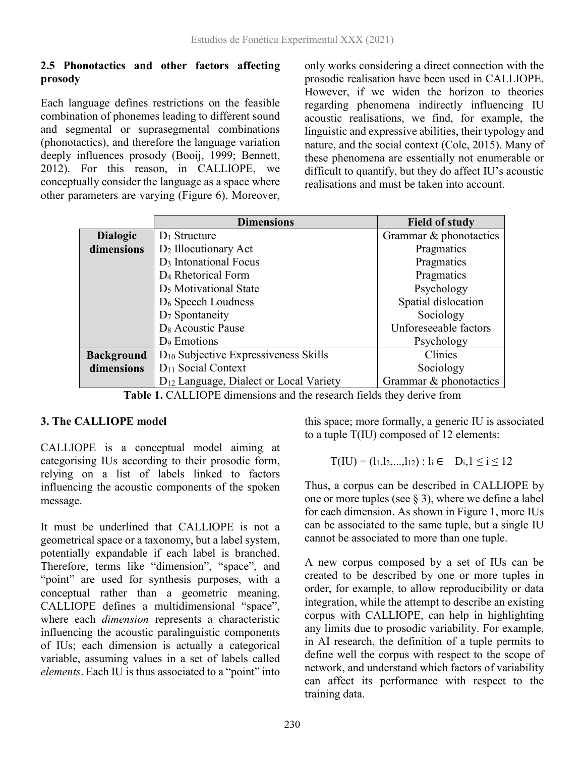### 2.5 Phonotactics and other factors affecting prosody

Each language defines restrictions on the feasible combination of phonemes leading to different sound and segmental or suprasegmental combinations (phonotactics), and therefore the language variation deeply influences prosody (Booij, 1999; Bennett, 2012). For this reason, in CALLIOPE, we conceptually consider the language as a space where other parameters are varying (Figure 6). Moreover, only works considering a direct connection with the prosodic realisation have been used in CALLIOPE. However, if we widen the horizon to theories regarding phenomena indirectly influencing IU acoustic realisations, we find, for example, the linguistic and expressive abilities, their typology and nature, and the social context (Cole, 2015). Many of these phenomena are essentially not enumerable or difficult to quantify, but they do affect IU's acoustic realisations and must be taken into account.

| | Dimensions | Field of study |
|---|---|---|
| **Dialogic dimensions** | $D_1$ Structure | Grammar & phonotactics |
| | $D_2$ Illocutionary Act | Pragmatics |
| | $D_3$ Intonational Focus | Pragmatics |
| | $D_4$ Rhetorical Form | Pragmatics |
| | $D_5$ Motivational State | Psychology |
| | $D_6$ Speech Loudness | Spatial dislocation |
| | $D_7$ Spontaneity | Sociology |
| | $D_8$ Acoustic Pause | Unforeseeable factors |
| | $D_9$ Emotions | Psychology |
| **Background dimensions** | $D_{10}$ Subjective Expressiveness Skills | Clinics |
| | $D_{11}$ Social Context | Sociology |
| | $D_{12}$ Language, Dialect or Local Variety | Grammar & phonotactics |

**Table 1.** CALLIOPE dimensions and the research fields they derive from

## 3. The CALLIOPE model

CALLIOPE is a conceptual model aiming at categorising IUs according to their prosodic form, relying on a list of labels linked to factors influencing the acoustic components of the spoken message.

It must be underlined that CALLIOPE is not a geometrical space or a taxonomy, but a label system, potentially expandable if each label is branched. Therefore, terms like "dimension", "space", and "point" are used for synthesis purposes, with a conceptual rather than a geometric meaning. CALLIOPE defines a multidimensional "space", where each *dimension* represents a characteristic influencing the acoustic paralinguistic components of IUs; each dimension is actually a categorical variable, assuming values in a set of labels called *elements*. Each IU is thus associated to a "point" into this space; more formally, a generic IU is associated to a tuple T(IU) composed of 12 elements:

$$T(IU) = (l_1, l_2, ..., l_{12}) : l_i \in D_i, 1 \leq i \leq 12$$

Thus, a corpus can be described in CALLIOPE by one or more tuples (see § 3), where we define a label for each dimension. As shown in Figure 1, more IUs can be associated to the same tuple, but a single IU cannot be associated to more than one tuple.

A new corpus composed by a set of IUs can be created to be described by one or more tuples in order, for example, to allow reproducibility or data integration, while the attempt to describe an existing corpus with CALLIOPE, can help in highlighting any limits due to prosodic variability. For example, in AI research, the definition of a tuple permits to define well the corpus with respect to the scope of network, and understand which factors of variability can affect its performance with respect to the training data.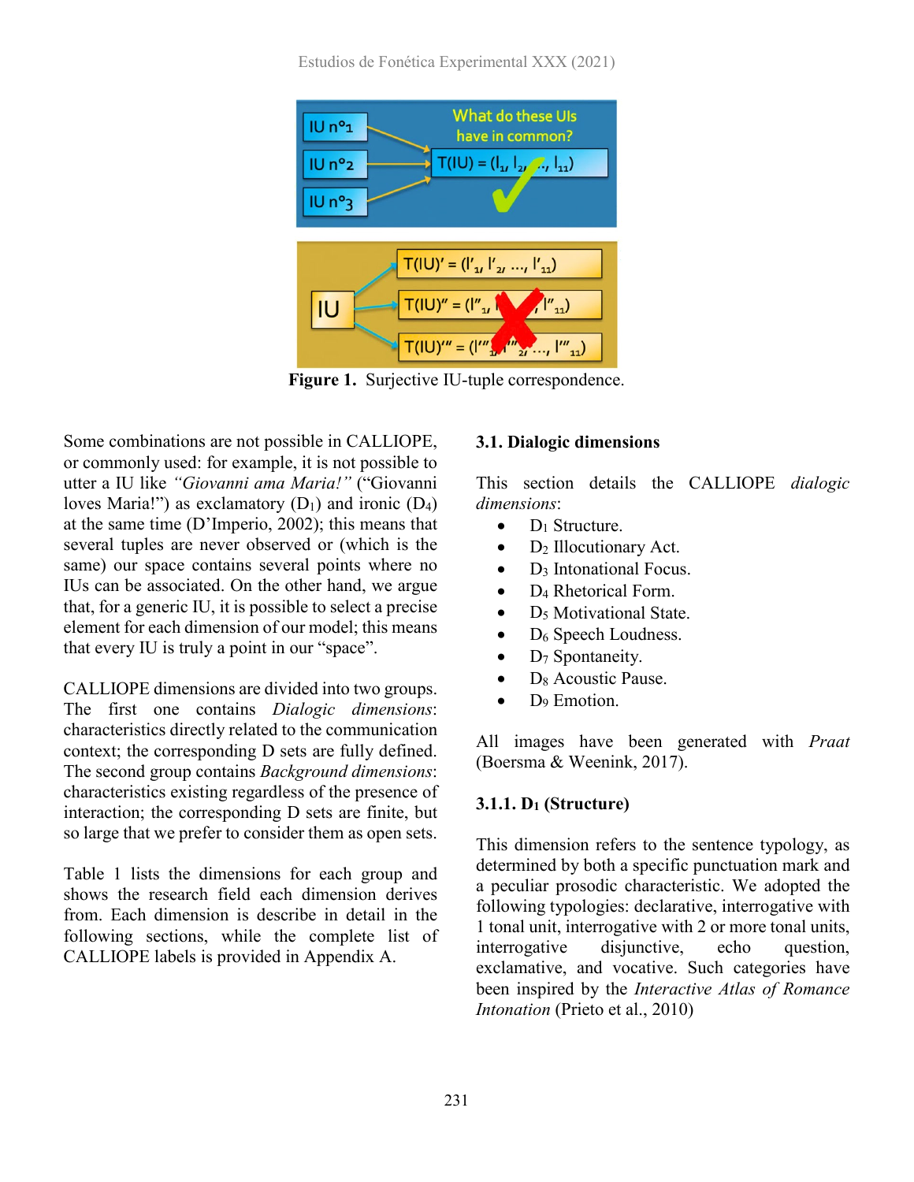**Figure 1.** Surjective IU-tuple correspondence.

Some combinations are not possible in CALLIOPE, or commonly used: for example, it is not possible to utter a IU like *“Giovanni ama Maria!”* (“Giovanni loves Maria!”) as exclamatory ($D_1$) and ironic ($D_4$) at the same time (D’Imperio, 2002); this means that several tuples are never observed or (which is the same) our space contains several points where no IUs can be associated. On the other hand, we argue that, for a generic IU, it is possible to select a precise element for each dimension of our model; this means that every IU is truly a point in our “space”.

CALLIOPE dimensions are divided into two groups. The first one contains *Dialogic dimensions*: characteristics directly related to the communication context; the corresponding D sets are fully defined. The second group contains *Background dimensions*: characteristics existing regardless of the presence of interaction; the corresponding D sets are finite, but so large that we prefer to consider them as open sets.

Table 1 lists the dimensions for each group and shows the research field each dimension derives from. Each dimension is describe in detail in the following sections, while the complete list of CALLIOPE labels is provided in Appendix A.

### 3.1. Dialogic dimensions

This section details the CALLIOPE *dialogic dimensions*:

- $D_1$ Structure.
- $D_2$ Illocutionary Act.
- $D_3$ Intonational Focus.
- $D_4$ Rhetorical Form.
- $D_5$ Motivational State.
- $D_6$ Speech Loudness.
- $D_7$ Spontaneity.
- $D_8$ Acoustic Pause.
- $D_9$ Emotion.

All images have been generated with *Praat* (Boersma & Weenink, 2017).

#### 3.1.1. $D_1$ (Structure)

This dimension refers to the sentence typology, as determined by both a specific punctuation mark and a peculiar prosodic characteristic. We adopted the following typologies: declarative, interrogative with 1 tonal unit, interrogative with 2 or more tonal units, interrogative disjunctive, echo question, exclamative, and vocative. Such categories have been inspired by the *Interactive Atlas of Romance Intonation* (Prieto et al., 2010)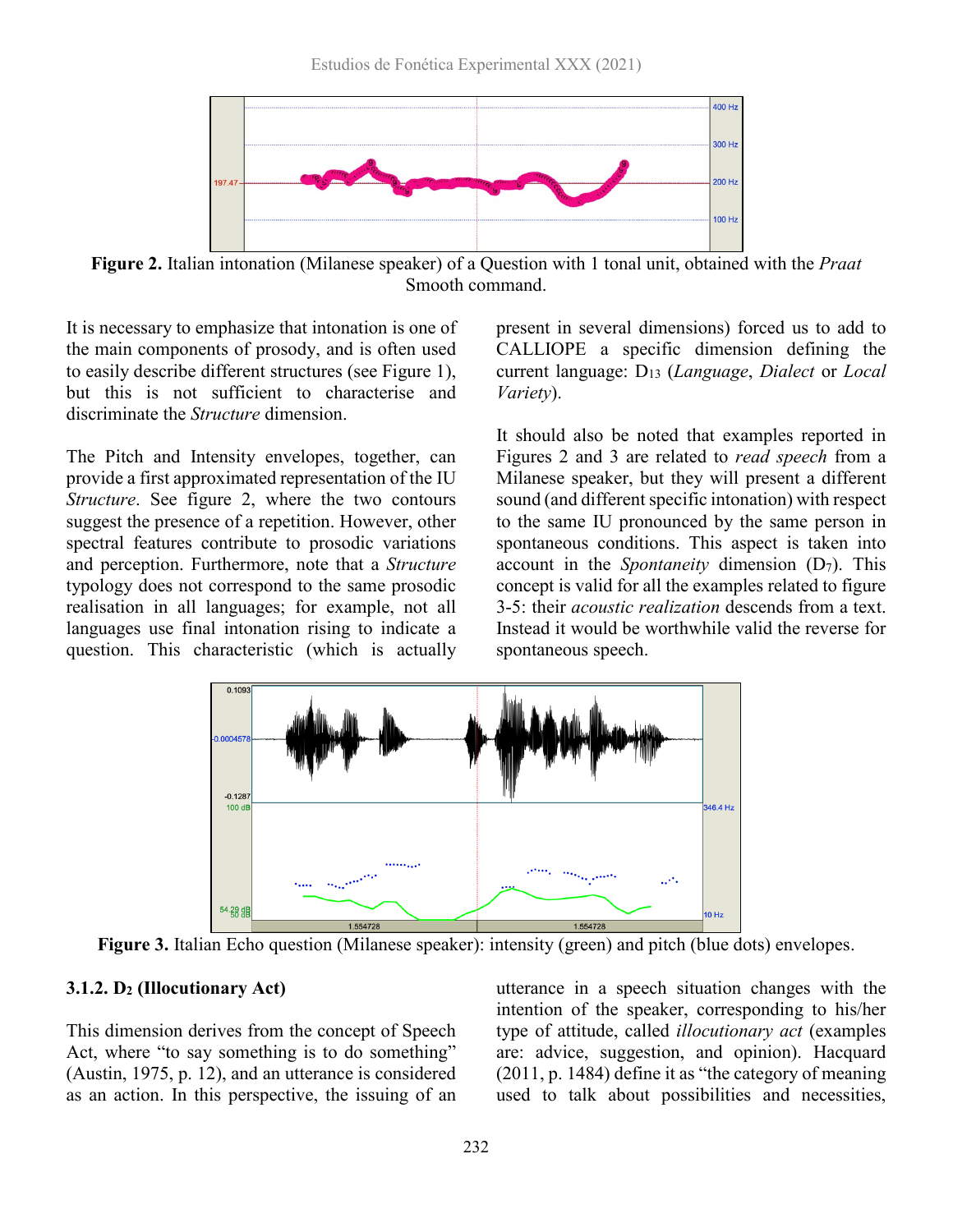**Figure 2.** Italian intonation (Milanese speaker) of a Question with 1 tonal unit, obtained with the *Praat* Smooth command.

It is necessary to emphasize that intonation is one of the main components of prosody, and is often used to easily describe different structures (see Figure 1), but this is not sufficient to characterise and discriminate the *Structure* dimension.

The Pitch and Intensity envelopes, together, can provide a first approximated representation of the IU *Structure*. See figure 2, where the two contours suggest the presence of a repetition. However, other spectral features contribute to prosodic variations and perception. Furthermore, note that a *Structure* typology does not correspond to the same prosodic realisation in all languages; for example, not all languages use final intonation rising to indicate a question. This characteristic (which is actually present in several dimensions) forced us to add to CALLIOPE a specific dimension defining the current language: $D_{13}$ (*Language*, *Dialect* or *Local Variety*).

It should also be noted that examples reported in Figures 2 and 3 are related to *read speech* from a Milanese speaker, but they will present a different sound (and different specific intonation) with respect to the same IU pronounced by the same person in spontaneous conditions. This aspect is taken into account in the *Spontaneity* dimension ($D_7$). This concept is valid for all the examples related to figure 3-5: their *acoustic realization* descends from a text. Instead it would be worthwhile valid the reverse for spontaneous speech.

**Figure 3.** Italian Echo question (Milanese speaker): intensity (green) and pitch (blue dots) envelopes.

### 3.1.2. $D_2$ (Illocutionary Act)

This dimension derives from the concept of Speech Act, where "to say something is to do something" (Austin, 1975, p. 12), and an utterance is considered as an action. In this perspective, the issuing of an utterance in a speech situation changes with the intention of the speaker, corresponding to his/her type of attitude, called *illocutionary act* (examples are: advice, suggestion, and opinion). Hacquard (2011, p. 1484) define it as "the category of meaning used to talk about possibilities and necessities,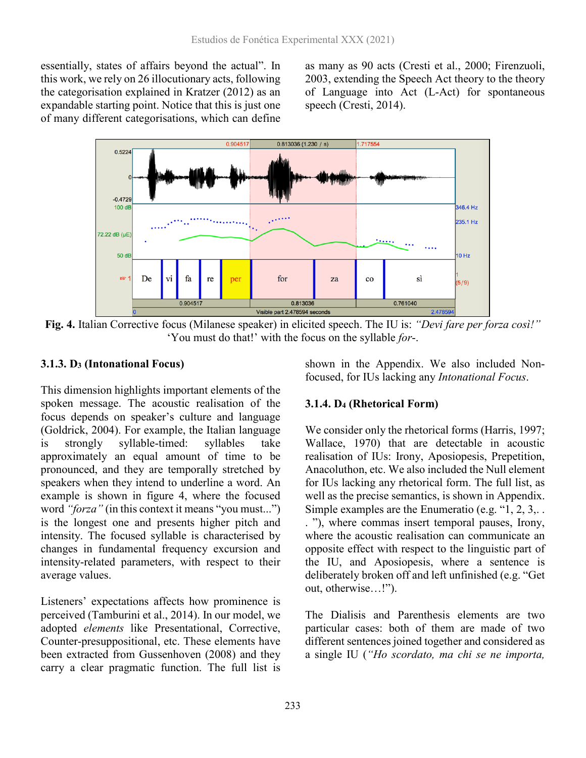essentially, states of affairs beyond the actual". In this work, we rely on 26 illocutionary acts, following the categorisation explained in Kratzer (2012) as an expandable starting point. Notice that this is just one of many different categorisations, which can define as many as 90 acts (Cresti et al., 2000; Firenzuoli, 2003, extending the Speech Act theory to the theory of Language into Act (L-Act) for spontaneous speech (Cresti, 2014).

**Fig. 4.** Italian Corrective focus (Milanese speaker) in elicited speech. The IU is: *"Devi fare per forza così!"* 'You must do that!' with the focus on the syllable *for-*.

### 3.1.3. D₃ (Intonational Focus)

This dimension highlights important elements of the spoken message. The acoustic realisation of the focus depends on speaker's culture and language (Goldrick, 2004). For example, the Italian language is strongly syllable-timed: syllables take approximately an equal amount of time to be pronounced, and they are temporally stretched by speakers when they intend to underline a word. An example is shown in figure 4, where the focused word *"forza"* (in this context it means "you must...") is the longest one and presents higher pitch and intensity. The focused syllable is characterised by changes in fundamental frequency excursion and intensity-related parameters, with respect to their average values.

Listeners' expectations affects how prominence is perceived (Tamburini et al., 2014). In our model, we adopted *elements* like Presentational, Corrective, Counter-presuppositional, etc. These elements have been extracted from Gussenhoven (2008) and they carry a clear pragmatic function. The full list is shown in the Appendix. We also included Non-focused, for IUs lacking any *Intonational Focus*.

### 3.1.4. D₄ (Rhetorical Form)

We consider only the rhetorical forms (Harris, 1997; Wallace, 1970) that are detectable in acoustic realisation of IUs: Irony, Aposiopesis, Prepetition, Anacoluthon, etc. We also included the Null element for IUs lacking any rhetorical form. The full list, as well as the precise semantics, is shown in Appendix. Simple examples are the Enumeratio (e.g. "1, 2, 3,. . . "), where commas insert temporal pauses, Irony, where the acoustic realisation can communicate an opposite effect with respect to the linguistic part of the IU, and Aposiopesis, where a sentence is deliberately broken off and left unfinished (e.g. "Get out, otherwise…!").

The Dialisis and Parenthesis elements are two particular cases: both of them are made of two different sentences joined together and considered as a single IU (*"Ho scordato, ma chi se ne importa,*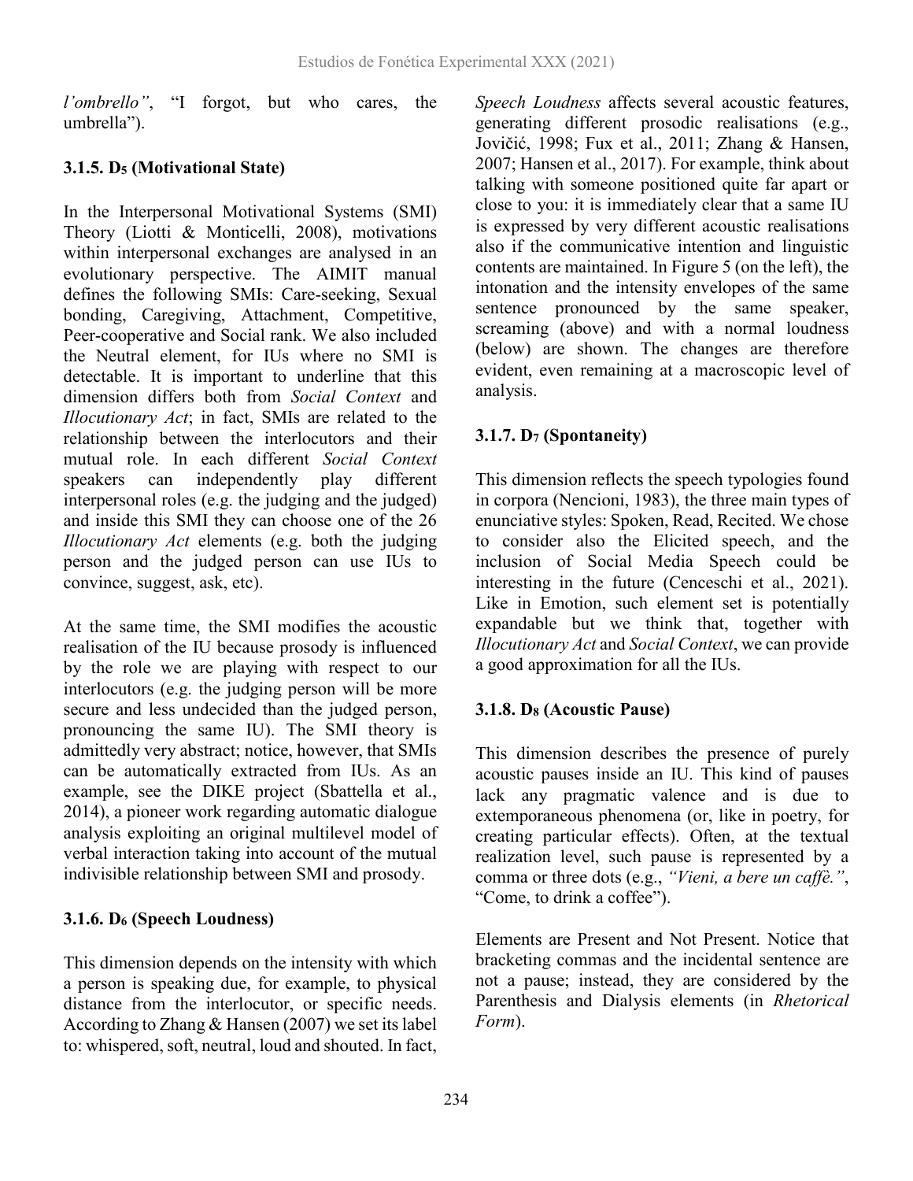*l'ombrello"*, "I forgot, but who cares, the umbrella").

### 3.1.5. D$_5$ (Motivational State)

In the Interpersonal Motivational Systems (SMI) Theory (Liotti & Monticelli, 2008), motivations within interpersonal exchanges are analysed in an evolutionary perspective. The AIMIT manual defines the following SMIs: Care-seeking, Sexual bonding, Caregiving, Attachment, Competitive, Peer-cooperative and Social rank. We also included the Neutral element, for IUs where no SMI is detectable. It is important to underline that this dimension differs both from *Social Context* and *Illocutionary Act*; in fact, SMIs are related to the relationship between the interlocutors and their mutual role. In each different *Social Context* speakers can independently play different interpersonal roles (e.g. the judging and the judged) and inside this SMI they can choose one of the 26 *Illocutionary Act* elements (e.g. both the judging person and the judged person can use IUs to convince, suggest, ask, etc).

At the same time, the SMI modifies the acoustic realisation of the IU because prosody is influenced by the role we are playing with respect to our interlocutors (e.g. the judging person will be more secure and less undecided than the judged person, pronouncing the same IU). The SMI theory is admittedly very abstract; notice, however, that SMIs can be automatically extracted from IUs. As an example, see the DIKE project (Sbattella et al., 2014), a pioneer work regarding automatic dialogue analysis exploiting an original multilevel model of verbal interaction taking into account of the mutual indivisible relationship between SMI and prosody.

### 3.1.6. D$_6$ (Speech Loudness)

This dimension depends on the intensity with which a person is speaking due, for example, to physical distance from the interlocutor, or specific needs. According to Zhang & Hansen (2007) we set its label to: whispered, soft, neutral, loud and shouted. In fact, *Speech Loudness* affects several acoustic features, generating different prosodic realisations (e.g., Jovičić, 1998; Fux et al., 2011; Zhang & Hansen, 2007; Hansen et al., 2017). For example, think about talking with someone positioned quite far apart or close to you: it is immediately clear that a same IU is expressed by very different acoustic realisations also if the communicative intention and linguistic contents are maintained. In Figure 5 (on the left), the intonation and the intensity envelopes of the same sentence pronounced by the same speaker, screaming (above) and with a normal loudness (below) are shown. The changes are therefore evident, even remaining at a macroscopic level of analysis.

### 3.1.7. D$_7$ (Spontaneity)

This dimension reflects the speech typologies found in corpora (Nencioni, 1983), the three main types of enunciative styles: Spoken, Read, Recited. We chose to consider also the Elicited speech, and the inclusion of Social Media Speech could be interesting in the future (Cenceschi et al., 2021). Like in Emotion, such element set is potentially expandable but we think that, together with *Illocutionary Act* and *Social Context*, we can provide a good approximation for all the IUs.

### 3.1.8. D$_8$ (Acoustic Pause)

This dimension describes the presence of purely acoustic pauses inside an IU. This kind of pauses lack any pragmatic valence and is due to extemporaneous phenomena (or, like in poetry, for creating particular effects). Often, at the textual realization level, such pause is represented by a comma or three dots (e.g., *"Vieni, a bere un caffè."*, "Come, to drink a coffee").

Elements are Present and Not Present. Notice that bracketing commas and the incidental sentence are not a pause; instead, they are considered by the Parenthesis and Dialysis elements (in *Rhetorical Form*).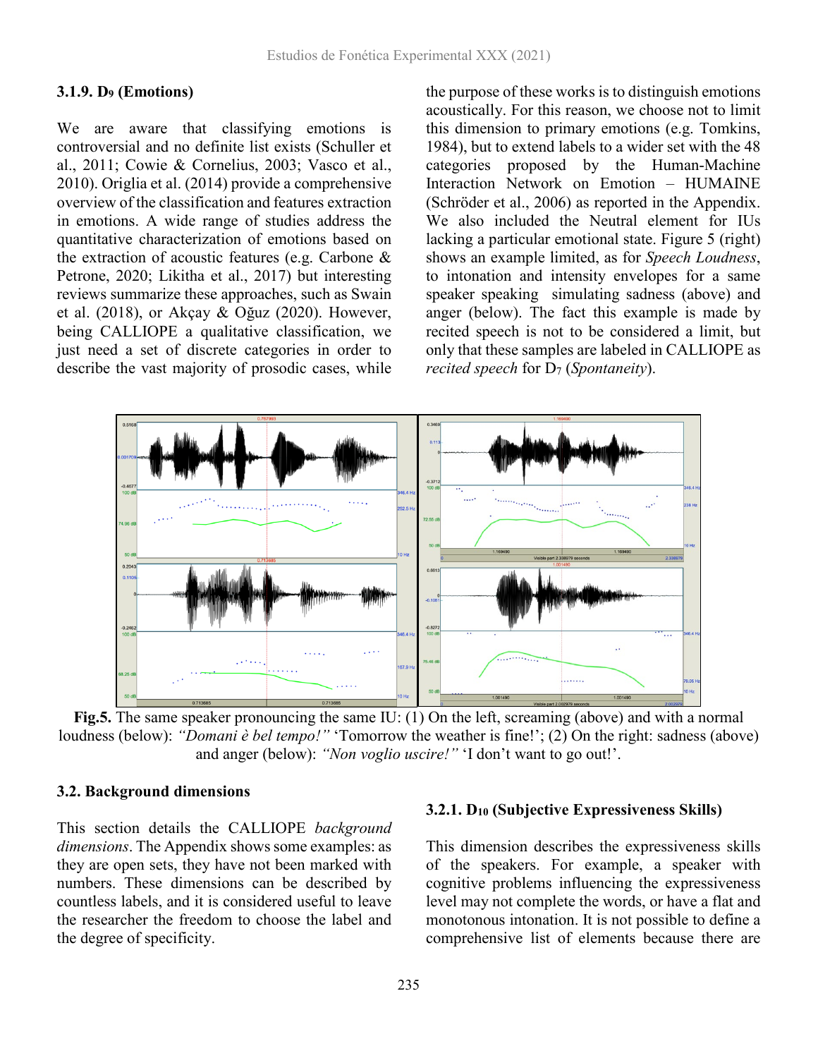### 3.1.9. $D_9$ (Emotions)

We are aware that classifying emotions is controversial and no definite list exists (Schuller et al., 2011; Cowie & Cornelius, 2003; Vasco et al., 2010). Origlia et al. (2014) provide a comprehensive overview of the classification and features extraction in emotions. A wide range of studies address the quantitative characterization of emotions based on the extraction of acoustic features (e.g. Carbone & Petrone, 2020; Likitha et al., 2017) but interesting reviews summarize these approaches, such as Swain et al. (2018), or Akçay & Oğuz (2020). However, being CALLIOPE a qualitative classification, we just need a set of discrete categories in order to describe the vast majority of prosodic cases, while the purpose of these works is to distinguish emotions acoustically. For this reason, we choose not to limit this dimension to primary emotions (e.g. Tomkins, 1984), but to extend labels to a wider set with the 48 categories proposed by the Human-Machine Interaction Network on Emotion – HUMAINE (Schröder et al., 2006) as reported in the Appendix. We also included the Neutral element for IUs lacking a particular emotional state. Figure 5 (right) shows an example limited, as for *Speech Loudness*, to intonation and intensity envelopes for a same speaker speaking simulating sadness (above) and anger (below). The fact this example is made by recited speech is not to be considered a limit, but only that these samples are labeled in CALLIOPE as *recited speech* for $D_7$ (*Spontaneity*).

**Fig.5.** The same speaker pronouncing the same IU: (1) On the left, screaming (above) and with a normal loudness (below): *"Domani è bel tempo!"* 'Tomorrow the weather is fine!'; (2) On the right: sadness (above) and anger (below): *"Non voglio uscire!"* 'I don't want to go out!'.

## 3.2. Background dimensions

This section details the CALLIOPE *background dimensions*. The Appendix shows some examples: as they are open sets, they have not been marked with numbers. These dimensions can be described by countless labels, and it is considered useful to leave the researcher the freedom to choose the label and the degree of specificity.

### 3.2.1. $D_{10}$ (Subjective Expressiveness Skills)

This dimension describes the expressiveness skills of the speakers. For example, a speaker with cognitive problems influencing the expressiveness level may not complete the words, or have a flat and monotonous intonation. It is not possible to define a comprehensive list of elements because there are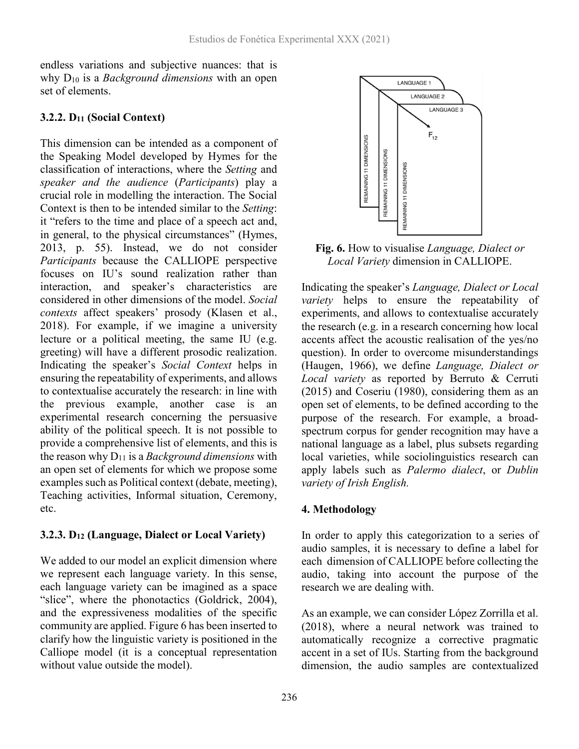endless variations and subjective nuances: that is why $D_{10}$ is a *Background dimensions* with an open set of elements.

### 3.2.2. $D_{11}$ (Social Context)

This dimension can be intended as a component of the Speaking Model developed by Hymes for the classification of interactions, where the *Setting* and *speaker and the audience* (*Participants*) play a crucial role in modelling the interaction. The Social Context is then to be intended similar to the *Setting*: it "refers to the time and place of a speech act and, in general, to the physical circumstances" (Hymes, 2013, p. 55). Instead, we do not consider *Participants* because the CALLIOPE perspective focuses on IU's sound realization rather than interaction, and speaker's characteristics are considered in other dimensions of the model. *Social contexts* affect speakers' prosody (Klasen et al., 2018). For example, if we imagine a university lecture or a political meeting, the same IU (e.g. greeting) will have a different prosodic realization. Indicating the speaker's *Social Context* helps in ensuring the repeatability of experiments, and allows to contextualise accurately the research: in line with the previous example, another case is an experimental research concerning the persuasive ability of the political speech. It is not possible to provide a comprehensive list of elements, and this is the reason why $D_{11}$ is a *Background dimensions* with an open set of elements for which we propose some examples such as Political context (debate, meeting), Teaching activities, Informal situation, Ceremony, etc.

### 3.2.3. $D_{12}$ (Language, Dialect or Local Variety)

We added to our model an explicit dimension where we represent each language variety. In this sense, each language variety can be imagined as a space "slice", where the phonotactics (Goldrick, 2004), and the expressiveness modalities of the specific community are applied. Figure 6 has been inserted to clarify how the linguistic variety is positioned in the Calliope model (it is a conceptual representation without value outside the model).

**Fig. 6.** How to visualise *Language, Dialect or Local Variety* dimension in CALLIOPE.

Indicating the speaker's *Language, Dialect or Local variety* helps to ensure the repeatability of experiments, and allows to contextualise accurately the research (e.g. in a research concerning how local accents affect the acoustic realisation of the yes/no question). In order to overcome misunderstandings (Haugen, 1966), we define *Language, Dialect or Local variety* as reported by Berruto & Cerruti (2015) and Coseriu (1980), considering them as an open set of elements, to be defined according to the purpose of the research. For example, a broad-spectrum corpus for gender recognition may have a national language as a label, plus subsets regarding local varieties, while sociolinguistics research can apply labels such as *Palermo dialect*, or *Dublin variety of Irish English.*

## 4. Methodology

In order to apply this categorization to a series of audio samples, it is necessary to define a label for each dimension of CALLIOPE before collecting the audio, taking into account the purpose of the research we are dealing with.

As an example, we can consider López Zorrilla et al. (2018), where a neural network was trained to automatically recognize a corrective pragmatic accent in a set of IUs. Starting from the background dimension, the audio samples are contextualized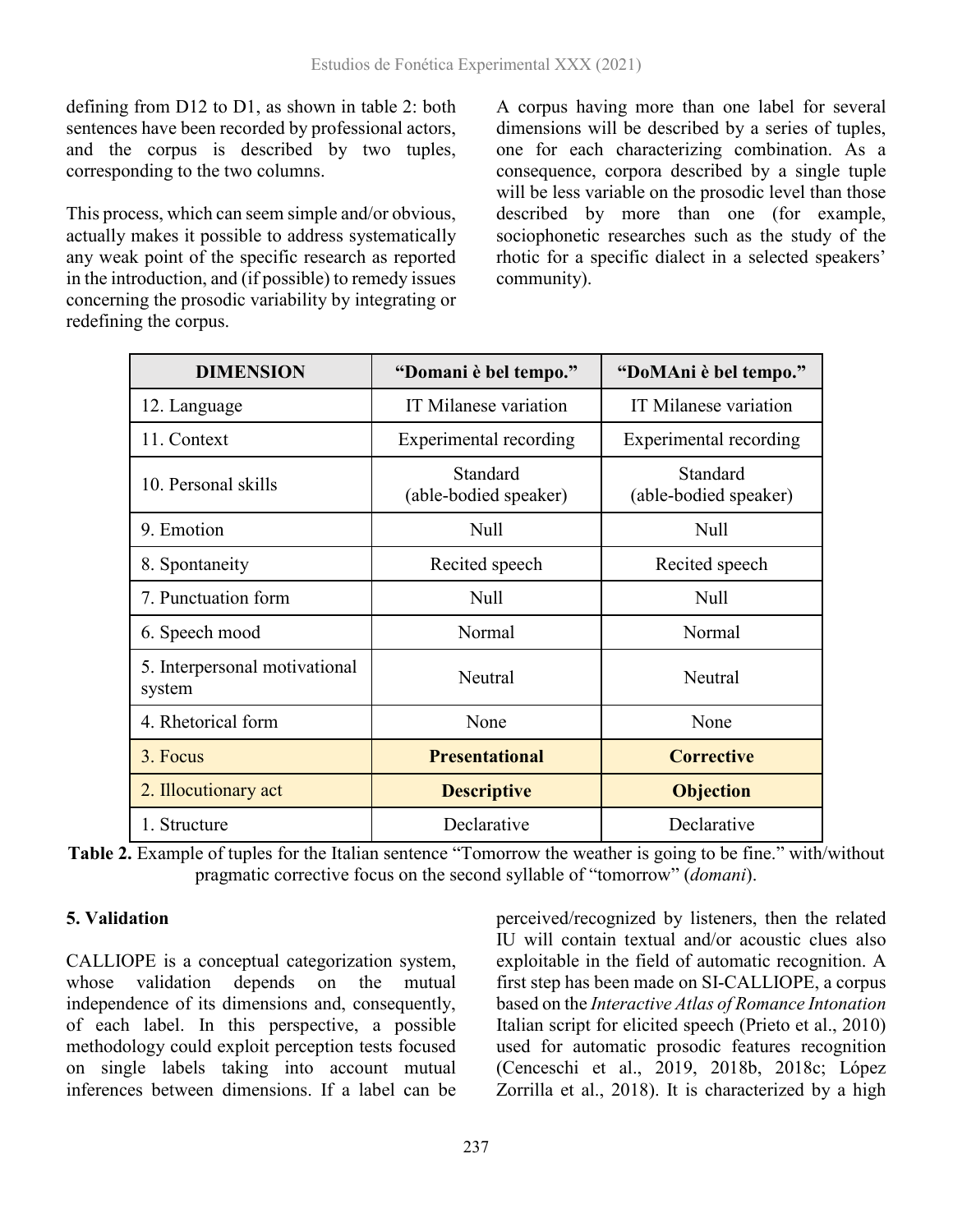defining from D12 to D1, as shown in table 2: both sentences have been recorded by professional actors, and the corpus is described by two tuples, corresponding to the two columns.

This process, which can seem simple and/or obvious, actually makes it possible to address systematically any weak point of the specific research as reported in the introduction, and (if possible) to remedy issues concerning the prosodic variability by integrating or redefining the corpus.

A corpus having more than one label for several dimensions will be described by a series of tuples, one for each characterizing combination. As a consequence, corpora described by a single tuple will be less variable on the prosodic level than those described by more than one (for example, sociophonetic researches such as the study of the rhotic for a specific dialect in a selected speakers' community).

| DIMENSION | "Domani è bel tempo." | "DoMAni è bel tempo." |
|---|---|---|
| 12. Language | IT Milanese variation | IT Milanese variation |
| 11. Context | Experimental recording | Experimental recording |
| 10. Personal skills | Standard (able-bodied speaker) | Standard (able-bodied speaker) |
| 9. Emotion | Null | Null |
| 8. Spontaneity | Recited speech | Recited speech |
| 7. Punctuation form | Null | Null |
| 6. Speech mood | Normal | Normal |
| 5. Interpersonal motivational system | Neutral | Neutral |
| 4. Rhetorical form | None | None |
| 3. Focus | **Presentational** | **Corrective** |
| 2. Illocutionary act | **Descriptive** | **Objection** |
| 1. Structure | Declarative | Declarative |

**Table 2.** Example of tuples for the Italian sentence "Tomorrow the weather is going to be fine." with/without pragmatic corrective focus on the second syllable of "tomorrow" (*domani*).

## 5. Validation

CALLIOPE is a conceptual categorization system, whose validation depends on the mutual independence of its dimensions and, consequently, of each label. In this perspective, a possible methodology could exploit perception tests focused on single labels taking into account mutual inferences between dimensions. If a label can be perceived/recognized by listeners, then the related IU will contain textual and/or acoustic clues also exploitable in the field of automatic recognition. A first step has been made on SI-CALLIOPE, a corpus based on the *Interactive Atlas of Romance Intonation* Italian script for elicited speech (Prieto et al., 2010) used for automatic prosodic features recognition (Cenceschi et al., 2019, 2018b, 2018c; López Zorrilla et al., 2018). It is characterized by a high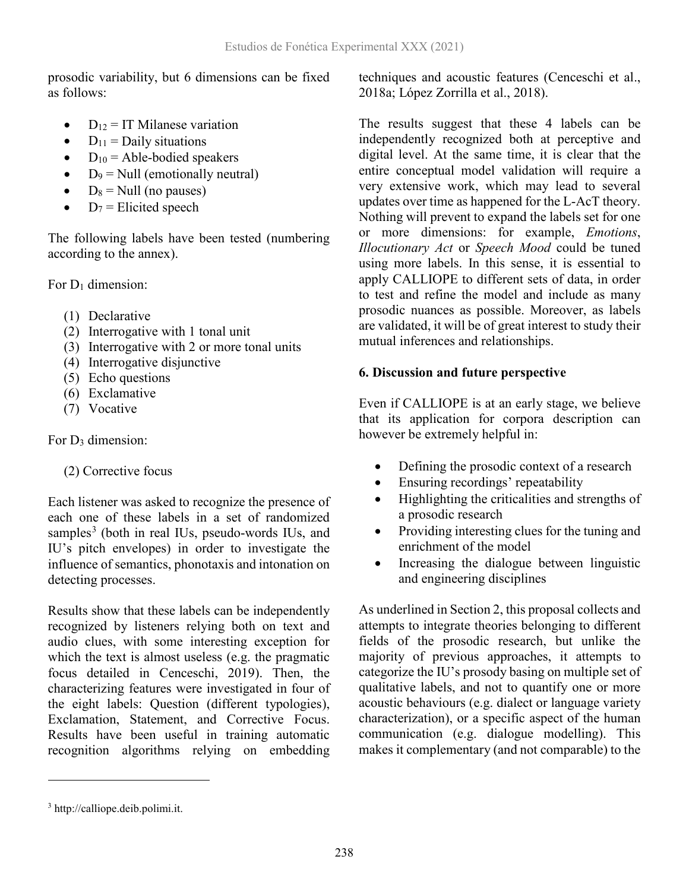prosodic variability, but 6 dimensions can be fixed as follows:

- $D_{12}$ = IT Milanese variation
- $D_{11}$ = Daily situations
- $D_{10}$ = Able-bodied speakers
- $D_9$ = Null (emotionally neutral)
- $D_8$ = Null (no pauses)
- $D_7$ = Elicited speech

The following labels have been tested (numbering according to the annex).

For $D_1$ dimension:

(1) Declarative
(2) Interrogative with 1 tonal unit
(3) Interrogative with 2 or more tonal units
(4) Interrogative disjunctive
(5) Echo questions
(6) Exclamative
(7) Vocative

For $D_3$ dimension:

(2) Corrective focus

Each listener was asked to recognize the presence of each one of these labels in a set of randomized samples[3] (both in real IUs, pseudo-words IUs, and IU's pitch envelopes) in order to investigate the influence of semantics, phonotaxis and intonation on detecting processes.

Results show that these labels can be independently recognized by listeners relying both on text and audio clues, with some interesting exception for which the text is almost useless (e.g. the pragmatic focus detailed in Cenceschi, 2019). Then, the characterizing features were investigated in four of the eight labels: Question (different typologies), Exclamation, Statement, and Corrective Focus. Results have been useful in training automatic recognition algorithms relying on embedding techniques and acoustic features (Cenceschi et al., 2018a; López Zorrilla et al., 2018).

The results suggest that these 4 labels can be independently recognized both at perceptive and digital level. At the same time, it is clear that the entire conceptual model validation will require a very extensive work, which may lead to several updates over time as happened for the L-AcT theory. Nothing will prevent to expand the labels set for one or more dimensions: for example, *Emotions*, *Illocutionary Act* or *Speech Mood* could be tuned using more labels. In this sense, it is essential to apply CALLIOPE to different sets of data, in order to test and refine the model and include as many prosodic nuances as possible. Moreover, as labels are validated, it will be of great interest to study their mutual inferences and relationships.

## 6. Discussion and future perspective

Even if CALLIOPE is at an early stage, we believe that its application for corpora description can however be extremely helpful in:

- Defining the prosodic context of a research
- Ensuring recordings' repeatability
- Highlighting the criticalities and strengths of a prosodic research
- Providing interesting clues for the tuning and enrichment of the model
- Increasing the dialogue between linguistic and engineering disciplines

As underlined in Section 2, this proposal collects and attempts to integrate theories belonging to different fields of the prosodic research, but unlike the majority of previous approaches, it attempts to categorize the IU's prosody basing on multiple set of qualitative labels, and not to quantify one or more acoustic behaviours (e.g. dialect or language variety characterization), or a specific aspect of the human communication (e.g. dialogue modelling). This makes it complementary (and not comparable) to the

[3] http://calliope.deib.polimi.it.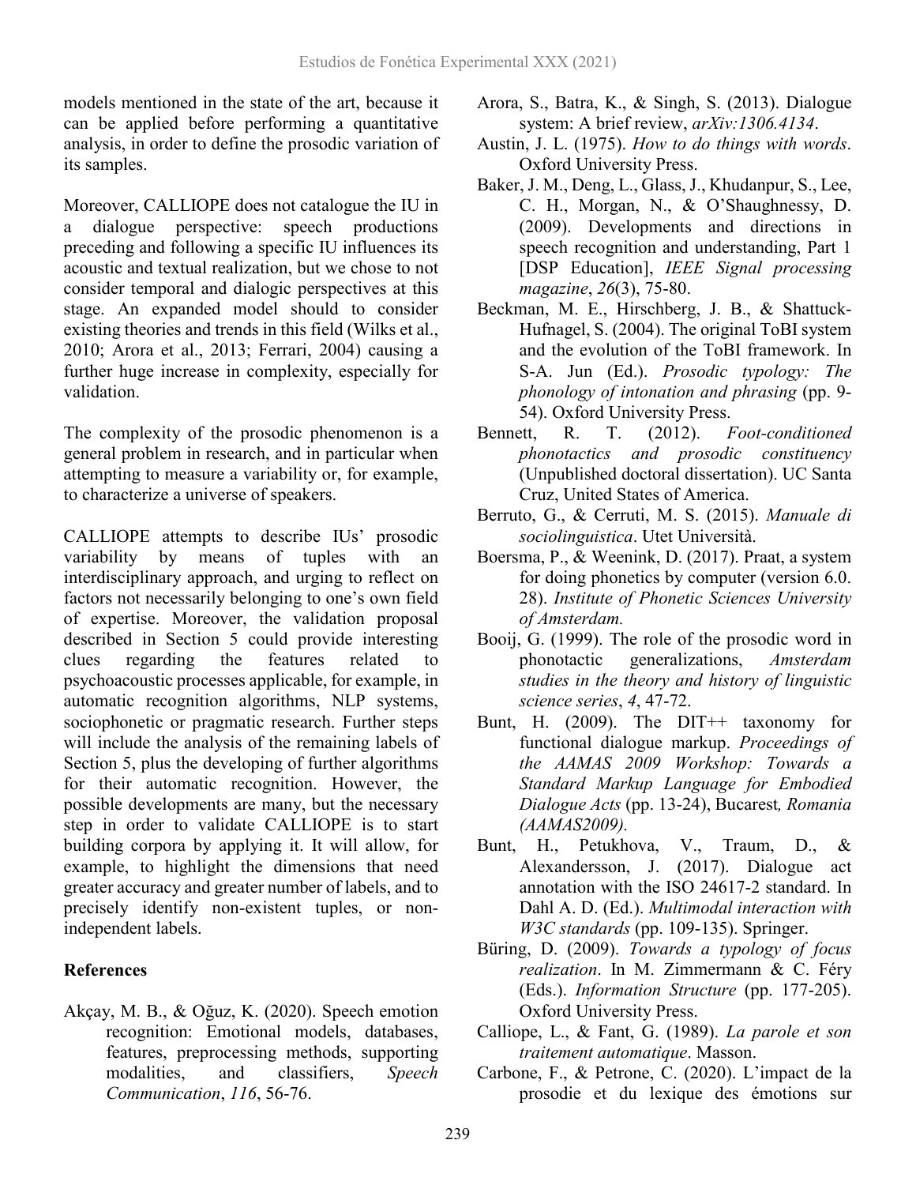models mentioned in the state of the art, because it can be applied before performing a quantitative analysis, in order to define the prosodic variation of its samples.

Moreover, CALLIOPE does not catalogue the IU in a dialogue perspective: speech productions preceding and following a specific IU influences its acoustic and textual realization, but we chose to not consider temporal and dialogic perspectives at this stage. An expanded model should to consider existing theories and trends in this field (Wilks et al., 2010; Arora et al., 2013; Ferrari, 2004) causing a further huge increase in complexity, especially for validation.

The complexity of the prosodic phenomenon is a general problem in research, and in particular when attempting to measure a variability or, for example, to characterize a universe of speakers.

CALLIOPE attempts to describe IUs' prosodic variability by means of tuples with an interdisciplinary approach, and urging to reflect on factors not necessarily belonging to one's own field of expertise. Moreover, the validation proposal described in Section 5 could provide interesting clues regarding the features related to psychoacoustic processes applicable, for example, in automatic recognition algorithms, NLP systems, sociophonetic or pragmatic research. Further steps will include the analysis of the remaining labels of Section 5, plus the developing of further algorithms for their automatic recognition. However, the possible developments are many, but the necessary step in order to validate CALLIOPE is to start building corpora by applying it. It will allow, for example, to highlight the dimensions that need greater accuracy and greater number of labels, and to precisely identify non-existent tuples, or non-independent labels.

## References

Akçay, M. B., & Oğuz, K. (2020). Speech emotion recognition: Emotional models, databases, features, preprocessing methods, supporting modalities, and classifiers, *Speech Communication*, *116*, 56-76.

Arora, S., Batra, K., & Singh, S. (2013). Dialogue system: A brief review, *arXiv:1306.4134*.

Austin, J. L. (1975). *How to do things with words*. Oxford University Press.

Baker, J. M., Deng, L., Glass, J., Khudanpur, S., Lee, C. H., Morgan, N., & O'Shaughnessy, D. (2009). Developments and directions in speech recognition and understanding, Part 1 [DSP Education], *IEEE Signal processing magazine*, *26*(3), 75-80.

Beckman, M. E., Hirschberg, J. B., & Shattuck-Hufnagel, S. (2004). The original ToBI system and the evolution of the ToBI framework. In S-A. Jun (Ed.). *Prosodic typology: The phonology of intonation and phrasing* (pp. 9-54). Oxford University Press.

Bennett, R. T. (2012). *Foot-conditioned phonotactics and prosodic constituency* (Unpublished doctoral dissertation). UC Santa Cruz, United States of America.

Berruto, G., & Cerruti, M. S. (2015). *Manuale di sociolinguistica*. Utet Università.

Boersma, P., & Weenink, D. (2017). Praat, a system for doing phonetics by computer (version 6.0. 28). *Institute of Phonetic Sciences University of Amsterdam.*

Booij, G. (1999). The role of the prosodic word in phonotactic generalizations, *Amsterdam studies in the theory and history of linguistic science series*, *4*, 47-72.

Bunt, H. (2009). The DIT++ taxonomy for functional dialogue markup. *Proceedings of the AAMAS 2009 Workshop: Towards a Standard Markup Language for Embodied Dialogue Acts* (pp. 13-24), Bucarest*, Romania (AAMAS2009).*

Bunt, H., Petukhova, V., Traum, D., & Alexandersson, J. (2017). Dialogue act annotation with the ISO 24617-2 standard. In Dahl A. D. (Ed.). *Multimodal interaction with W3C standards* (pp. 109-135). Springer.

Büring, D. (2009). *Towards a typology of focus realization*. In M. Zimmermann & C. Féry (Eds.). *Information Structure* (pp. 177-205). Oxford University Press.

Calliope, L., & Fant, G. (1989). *La parole et son traitement automatique*. Masson.

Carbone, F., & Petrone, C. (2020). L'impact de la prosodie et du lexique des émotions sur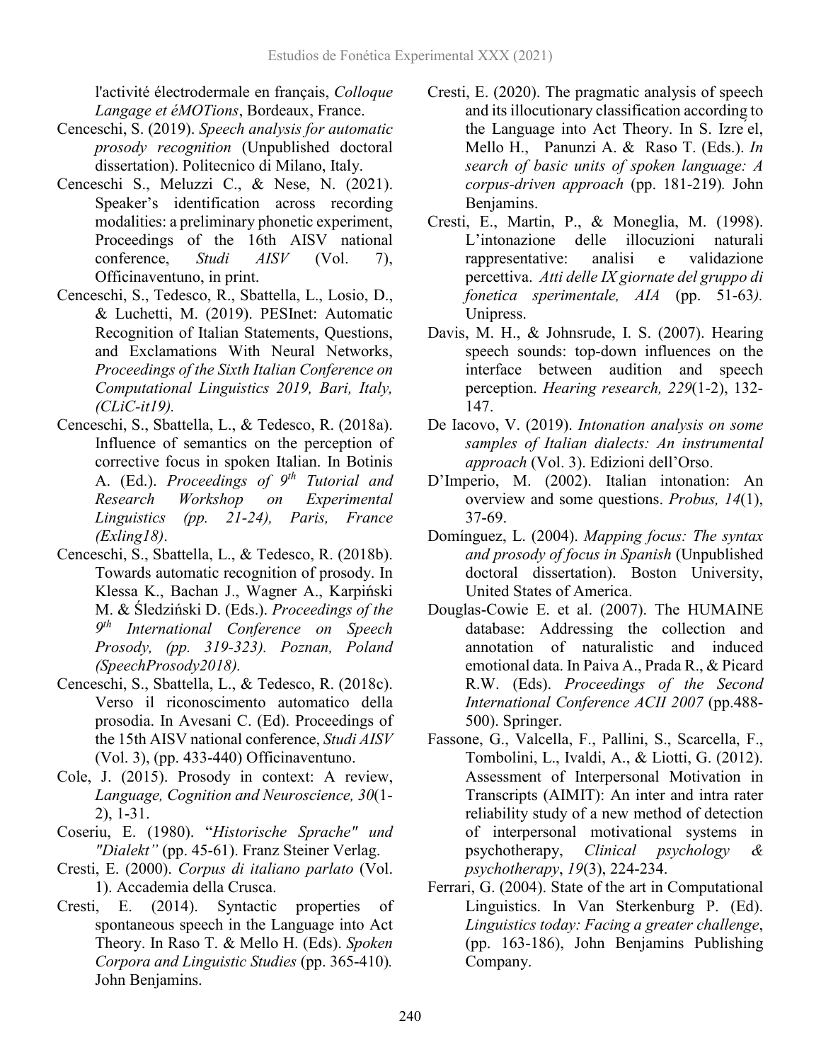l'activité électrodermale en français, *Colloque Langage et éMOTions*, Bordeaux, France.

Cenceschi, S. (2019). *Speech analysis for automatic prosody recognition* (Unpublished doctoral dissertation). Politecnico di Milano, Italy.

Cenceschi S., Meluzzi C., & Nese, N. (2021). Speaker's identification across recording modalities: a preliminary phonetic experiment, Proceedings of the 16th AISV national conference, *Studi AISV* (Vol. 7), Officinaventuno, in print.

Cenceschi, S., Tedesco, R., Sbattella, L., Losio, D., & Luchetti, M. (2019). PESInet: Automatic Recognition of Italian Statements, Questions, and Exclamations With Neural Networks, *Proceedings of the Sixth Italian Conference on Computational Linguistics 2019, Bari, Italy, (CLiC-it19).*

Cenceschi, S., Sbattella, L., & Tedesco, R. (2018a). Influence of semantics on the perception of corrective focus in spoken Italian. In Botinis A. (Ed.). *Proceedings of 9th Tutorial and Research Workshop on Experimental Linguistics (pp. 21-24), Paris, France (Exling18)*.

Cenceschi, S., Sbattella, L., & Tedesco, R. (2018b). Towards automatic recognition of prosody. In Klessa K., Bachan J., Wagner A., Karpiński M. & Śledziński D. (Eds.). *Proceedings of the 9th International Conference on Speech Prosody, (pp. 319-323). Poznan, Poland (SpeechProsody2018).*

Cenceschi, S., Sbattella, L., & Tedesco, R. (2018c). Verso il riconoscimento automatico della prosodia. In Avesani C. (Ed) Proceedings of the 15th AISV national conference, *Studi AISV* (Vol. 3), (pp. 433-440) Officinaventuno.

Cole, J. (2015). Prosody in context: A review, *Language, Cognition and Neuroscience, 30*(1-2), 1-31.

Coseriu, E. (1980). "*Historische Sprache" und "Dialekt"* (pp. 45-61). Franz Steiner Verlag.

Cresti, E. (2000). *Corpus di italiano parlato* (Vol. 1). Accademia della Crusca.

Cresti, E. (2014). Syntactic properties of spontaneous speech in the Language into Act Theory. In Raso T. & Mello H. (Eds). *Spoken Corpora and Linguistic Studies* (pp. 365-410). John Benjamins.

Cresti, E. (2020). The pragmatic analysis of speech and its illocutionary classification according to the Language into Act Theory. In S. Izre'el, Mello H., Panunzi A. & Raso T. (Eds.). *In search of basic units of spoken language: A corpus-driven approach* (pp. 181-219). John Benjamins.

Cresti, E., Martin, P., & Moneglia, M. (1998). L'intonazione delle illocuzioni naturali rappresentative: analisi e validazione percettiva. *Atti delle IX giornate del gruppo di fonetica sperimentale, AIA* (pp. 51-63). Unipress.

Davis, M. H., & Johnsrude, I. S. (2007). Hearing speech sounds: top-down influences on the interface between audition and speech perception. *Hearing research, 229*(1-2), 132-147.

De Iacovo, V. (2019). *Intonation analysis on some samples of Italian dialects: An instrumental approach* (Vol. 3). Edizioni dell'Orso.

D'Imperio, M. (2002). Italian intonation: An overview and some questions. *Probus, 14*(1), 37-69.

Domínguez, L. (2004). *Mapping focus: The syntax and prosody of focus in Spanish* (Unpublished doctoral dissertation). Boston University, United States of America.

Douglas-Cowie E. et al. (2007). The HUMAINE database: Addressing the collection and annotation of naturalistic and induced emotional data. In Paiva A., Prada R., & Picard R.W. (Eds). *Proceedings of the Second International Conference ACII 2007* (pp.488-500). Springer.

Fassone, G., Valcella, F., Pallini, S., Scarcella, F., Tombolini, L., Ivaldi, A., & Liotti, G. (2012). Assessment of Interpersonal Motivation in Transcripts (AIMIT): An inter and intra rater reliability study of a new method of detection of interpersonal motivational systems in psychotherapy, *Clinical psychology & psychotherapy*, *19*(3), 224-234.

Ferrari, G. (2004). State of the art in Computational Linguistics. In Van Sterkenburg P. (Ed). *Linguistics today: Facing a greater challenge*, (pp. 163-186), John Benjamins Publishing Company.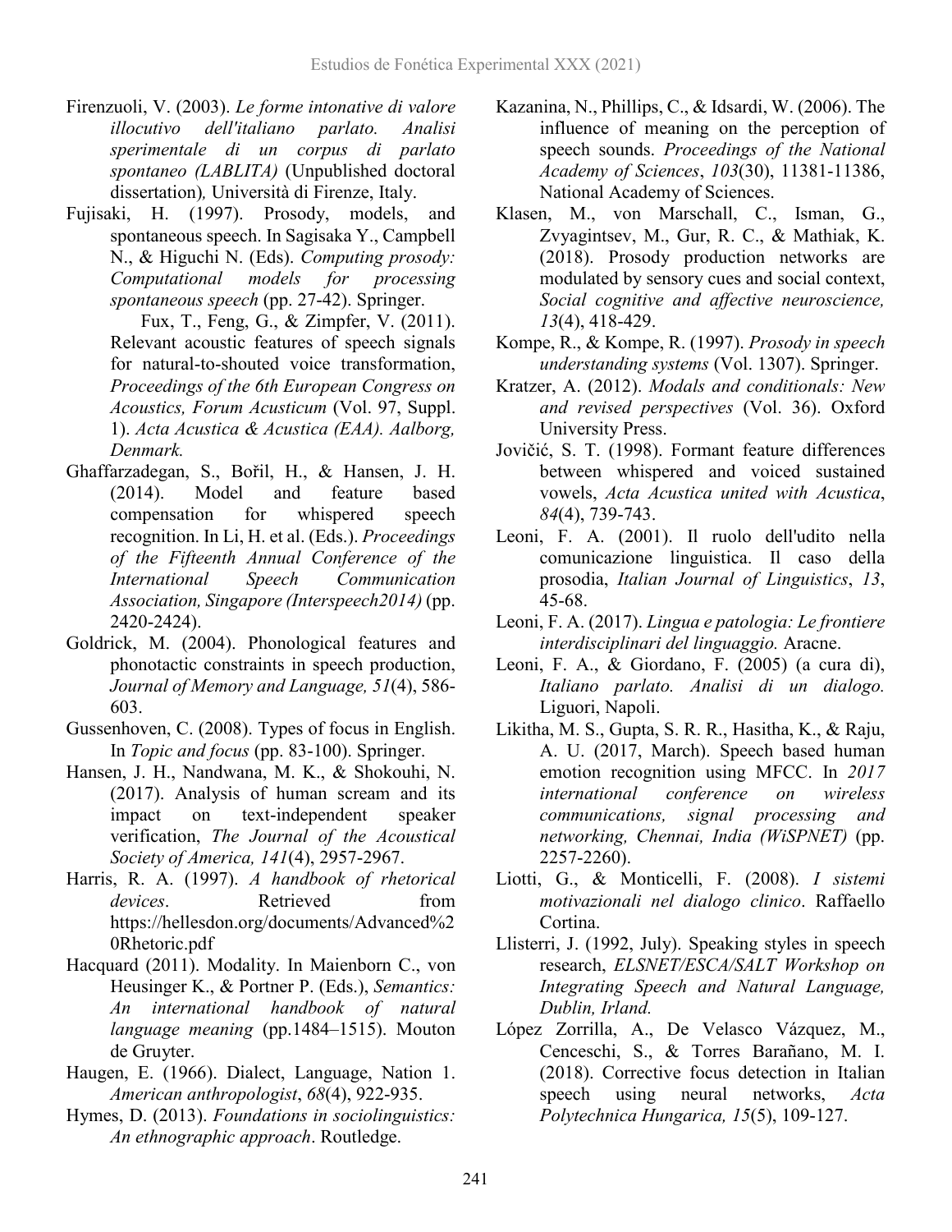Firenzuoli, V. (2003). *Le forme intonative di valore illocutivo dell'italiano parlato. Analisi sperimentale di un corpus di parlato spontaneo (LABLITA)* (Unpublished doctoral dissertation)*,* Università di Firenze, Italy.

Fujisaki, H. (1997). Prosody, models, and spontaneous speech. In Sagisaka Y., Campbell N., & Higuchi N. (Eds). *Computing prosody: Computational models for processing spontaneous speech* (pp. 27-42). Springer.

Fux, T., Feng, G., & Zimpfer, V. (2011). Relevant acoustic features of speech signals for natural-to-shouted voice transformation, *Proceedings of the 6th European Congress on Acoustics, Forum Acusticum* (Vol. 97, Suppl. 1). *Acta Acustica & Acustica (EAA). Aalborg, Denmark.*

Ghaffarzadegan, S., Bořil, H., & Hansen, J. H. (2014). Model and feature based compensation for whispered speech recognition. In Li, H. et al. (Eds.). *Proceedings of the Fifteenth Annual Conference of the International Speech Communication Association, Singapore (Interspeech2014)* (pp. 2420-2424).

Goldrick, M. (2004). Phonological features and phonotactic constraints in speech production, *Journal of Memory and Language, 51*(4), 586-603.

Gussenhoven, C. (2008). Types of focus in English. In *Topic and focus* (pp. 83-100). Springer.

Hansen, J. H., Nandwana, M. K., & Shokouhi, N. (2017). Analysis of human scream and its impact on text-independent speaker verification, *The Journal of the Acoustical Society of America, 141*(4), 2957-2967.

Harris, R. A. (1997). *A handbook of rhetorical devices*. Retrieved from https://hellesdon.org/documents/Advanced%20Rhetoric.pdf

Hacquard (2011). Modality. In Maienborn C., von Heusinger K., & Portner P. (Eds.), *Semantics: An international handbook of natural language meaning* (pp.1484–1515). Mouton de Gruyter.

Haugen, E. (1966). Dialect, Language, Nation 1. *American anthropologist*, *68*(4), 922-935.

Hymes, D. (2013). *Foundations in sociolinguistics: An ethnographic approach*. Routledge.

Kazanina, N., Phillips, C., & Idsardi, W. (2006). The influence of meaning on the perception of speech sounds. *Proceedings of the National Academy of Sciences*, *103*(30), 11381-11386, National Academy of Sciences.

Klasen, M., von Marschall, C., Isman, G., Zvyagintsev, M., Gur, R. C., & Mathiak, K. (2018). Prosody production networks are modulated by sensory cues and social context, *Social cognitive and affective neuroscience, 13*(4), 418-429.

Kompe, R., & Kompe, R. (1997). *Prosody in speech understanding systems* (Vol. 1307). Springer.

Kratzer, A. (2012). *Modals and conditionals: New and revised perspectives* (Vol. 36). Oxford University Press.

Jovičić, S. T. (1998). Formant feature differences between whispered and voiced sustained vowels, *Acta Acustica united with Acustica*, *84*(4), 739-743.

Leoni, F. A. (2001). Il ruolo dell'udito nella comunicazione linguistica. Il caso della prosodia, *Italian Journal of Linguistics*, *13*, 45-68.

Leoni, F. A. (2017). *Lingua e patologia: Le frontiere interdisciplinari del linguaggio.* Aracne.

Leoni, F. A., & Giordano, F. (2005) (a cura di), *Italiano parlato. Analisi di un dialogo.* Liguori, Napoli.

Likitha, M. S., Gupta, S. R. R., Hasitha, K., & Raju, A. U. (2017, March). Speech based human emotion recognition using MFCC. In *2017 international conference on wireless communications, signal processing and networking, Chennai, India (WiSPNET)* (pp. 2257-2260).

Liotti, G., & Monticelli, F. (2008). *I sistemi motivazionali nel dialogo clinico*. Raffaello Cortina.

Llisterri, J. (1992, July). Speaking styles in speech research, *ELSNET/ESCA/SALT Workshop on Integrating Speech and Natural Language, Dublin, Irland.*

López Zorrilla, A., De Velasco Vázquez, M., Cenceschi, S., & Torres Barañano, M. I. (2018). Corrective focus detection in Italian speech using neural networks, *Acta Polytechnica Hungarica, 15*(5), 109-127.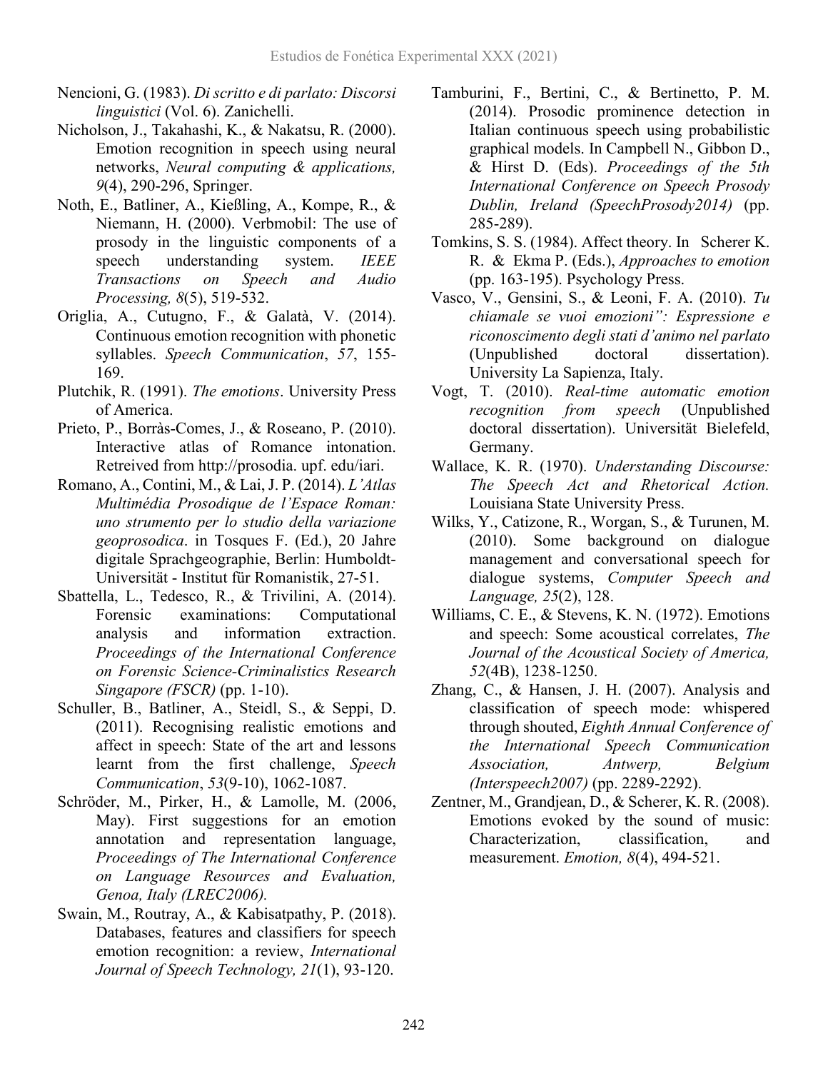Nencioni, G. (1983). *Di scritto e di parlato: Discorsi linguistici* (Vol. 6). Zanichelli.

Nicholson, J., Takahashi, K., & Nakatsu, R. (2000). Emotion recognition in speech using neural networks, *Neural computing & applications, 9*(4), 290-296, Springer.

Noth, E., Batliner, A., Kießling, A., Kompe, R., & Niemann, H. (2000). Verbmobil: The use of prosody in the linguistic components of a speech understanding system. *IEEE Transactions on Speech and Audio Processing, 8*(5), 519-532.

Origlia, A., Cutugno, F., & Galatà, V. (2014). Continuous emotion recognition with phonetic syllables. *Speech Communication*, *57*, 155-169.

Plutchik, R. (1991). *The emotions*. University Press of America.

Prieto, P., Borràs-Comes, J., & Roseano, P. (2010). Interactive atlas of Romance intonation. Retreived from http://prosodia. upf. edu/iari.

Romano, A., Contini, M., & Lai, J. P. (2014). *L'Atlas Multimédia Prosodique de l'Espace Roman: uno strumento per lo studio della variazione geoprosodica*. in Tosques F. (Ed.), 20 Jahre digitale Sprachgeographie, Berlin: Humboldt-Universität - Institut für Romanistik, 27-51.

Sbattella, L., Tedesco, R., & Trivilini, A. (2014). Forensic examinations: Computational analysis and information extraction. *Proceedings of the International Conference on Forensic Science-Criminalistics Research Singapore (FSCR)* (pp. 1-10).

Schuller, B., Batliner, A., Steidl, S., & Seppi, D. (2011). Recognising realistic emotions and affect in speech: State of the art and lessons learnt from the first challenge, *Speech Communication*, *53*(9-10), 1062-1087.

Schröder, M., Pirker, H., & Lamolle, M. (2006, May). First suggestions for an emotion annotation and representation language, *Proceedings of The International Conference on Language Resources and Evaluation, Genoa, Italy (LREC2006).*

Swain, M., Routray, A., & Kabisatpathy, P. (2018). Databases, features and classifiers for speech emotion recognition: a review, *International Journal of Speech Technology, 21*(1), 93-120.

Tamburini, F., Bertini, C., & Bertinetto, P. M. (2014). Prosodic prominence detection in Italian continuous speech using probabilistic graphical models. In Campbell N., Gibbon D., & Hirst D. (Eds). *Proceedings of the 5th International Conference on Speech Prosody Dublin, Ireland (SpeechProsody2014)* (pp. 285-289).

Tomkins, S. S. (1984). Affect theory. In Scherer K. R. & Ekma P. (Eds.), *Approaches to emotion* (pp. 163-195). Psychology Press.

Vasco, V., Gensini, S., & Leoni, F. A. (2010). *Tu chiamale se vuoi emozioni": Espressione e riconoscimento degli stati d'animo nel parlato* (Unpublished doctoral dissertation). University La Sapienza, Italy.

Vogt, T. (2010). *Real-time automatic emotion recognition from speech* (Unpublished doctoral dissertation). Universität Bielefeld, Germany.

Wallace, K. R. (1970). *Understanding Discourse: The Speech Act and Rhetorical Action.* Louisiana State University Press.

Wilks, Y., Catizone, R., Worgan, S., & Turunen, M. (2010). Some background on dialogue management and conversational speech for dialogue systems, *Computer Speech and Language, 25*(2), 128.

Williams, C. E., & Stevens, K. N. (1972). Emotions and speech: Some acoustical correlates, *The Journal of the Acoustical Society of America, 52*(4B), 1238-1250.

Zhang, C., & Hansen, J. H. (2007). Analysis and classification of speech mode: whispered through shouted, *Eighth Annual Conference of the International Speech Communication Association, Antwerp, Belgium (Interspeech2007)* (pp. 2289-2292).

Zentner, M., Grandjean, D., & Scherer, K. R. (2008). Emotions evoked by the sound of music: Characterization, classification, and measurement. *Emotion, 8*(4), 494-521.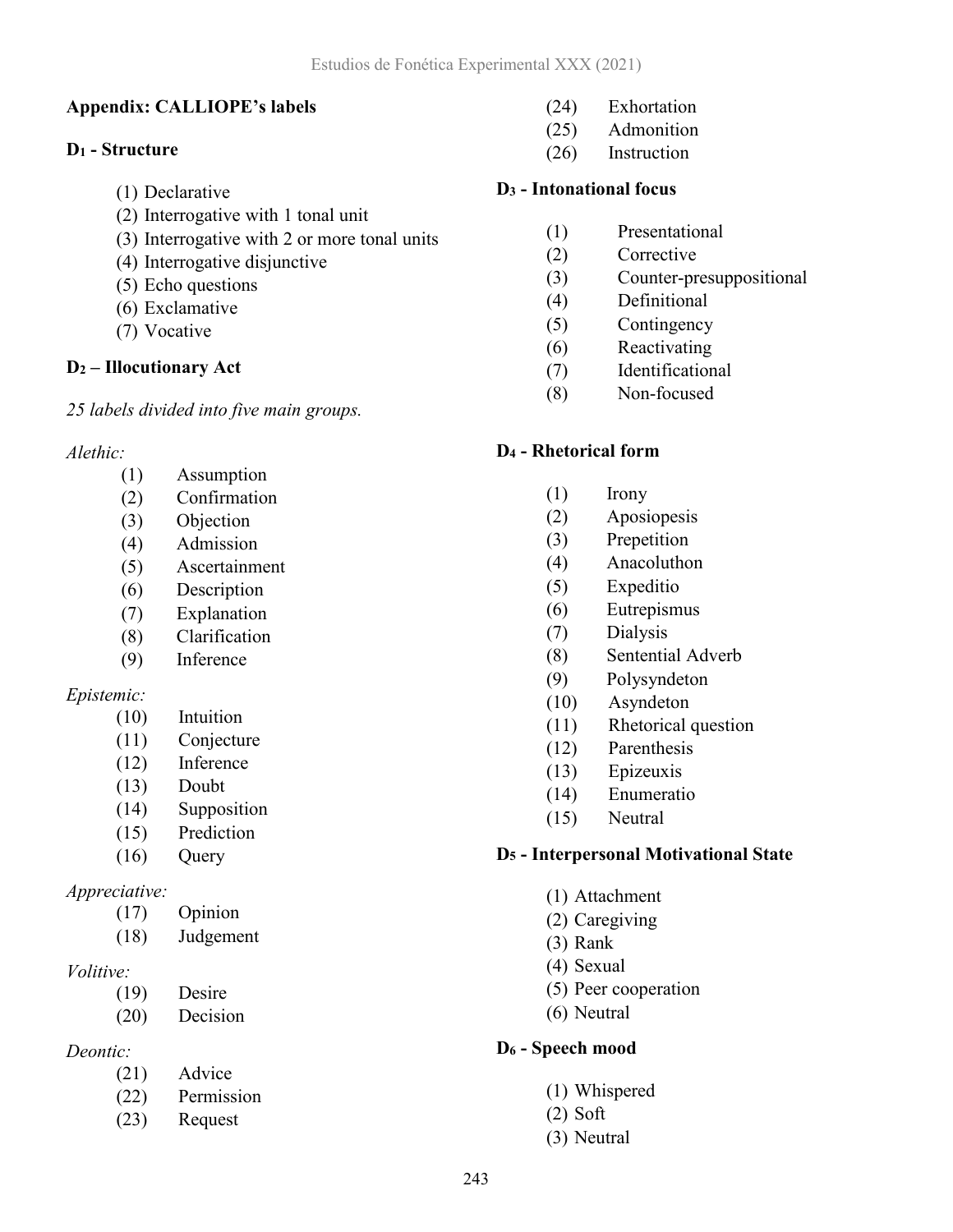## Appendix: CALLIOPE's labels

### $D_1$ - Structure

(1) Declarative
(2) Interrogative with 1 tonal unit
(3) Interrogative with 2 or more tonal units
(4) Interrogative disjunctive
(5) Echo questions
(6) Exclamative
(7) Vocative

### $D_2$ – Illocutionary Act

*25 labels divided into five main groups.*

*Alethic:*

(1) Assumption
(2) Confirmation
(3) Objection
(4) Admission
(5) Ascertainment
(6) Description
(7) Explanation
(8) Clarification
(9) Inference

*Epistemic:*

(10) Intuition
(11) Conjecture
(12) Inference
(13) Doubt
(14) Supposition
(15) Prediction
(16) Query

*Appreciative:*

(17) Opinion
(18) Judgement

*Volitive:*

(19) Desire
(20) Decision

*Deontic:*

(21) Advice
(22) Permission
(23) Request
(24) Exhortation
(25) Admonition
(26) Instruction

### $D_3$ - Intonational focus

(1) Presentational
(2) Corrective
(3) Counter-presuppositional
(4) Definitional
(5) Contingency
(6) Reactivating
(7) Identificational
(8) Non-focused

### $D_4$ - Rhetorical form

(1) Irony
(2) Aposiopesis
(3) Prepetition
(4) Anacoluthon
(5) Expeditio
(6) Eutrepismus
(7) Dialysis
(8) Sentential Adverb
(9) Polysyndeton
(10) Asyndeton
(11) Rhetorical question
(12) Parenthesis
(13) Epizeuxis
(14) Enumeratio
(15) Neutral

### $D_5$ - Interpersonal Motivational State

(1) Attachment
(2) Caregiving
(3) Rank
(4) Sexual
(5) Peer cooperation
(6) Neutral

### $D_6$ - Speech mood

(1) Whispered
(2) Soft
(3) Neutral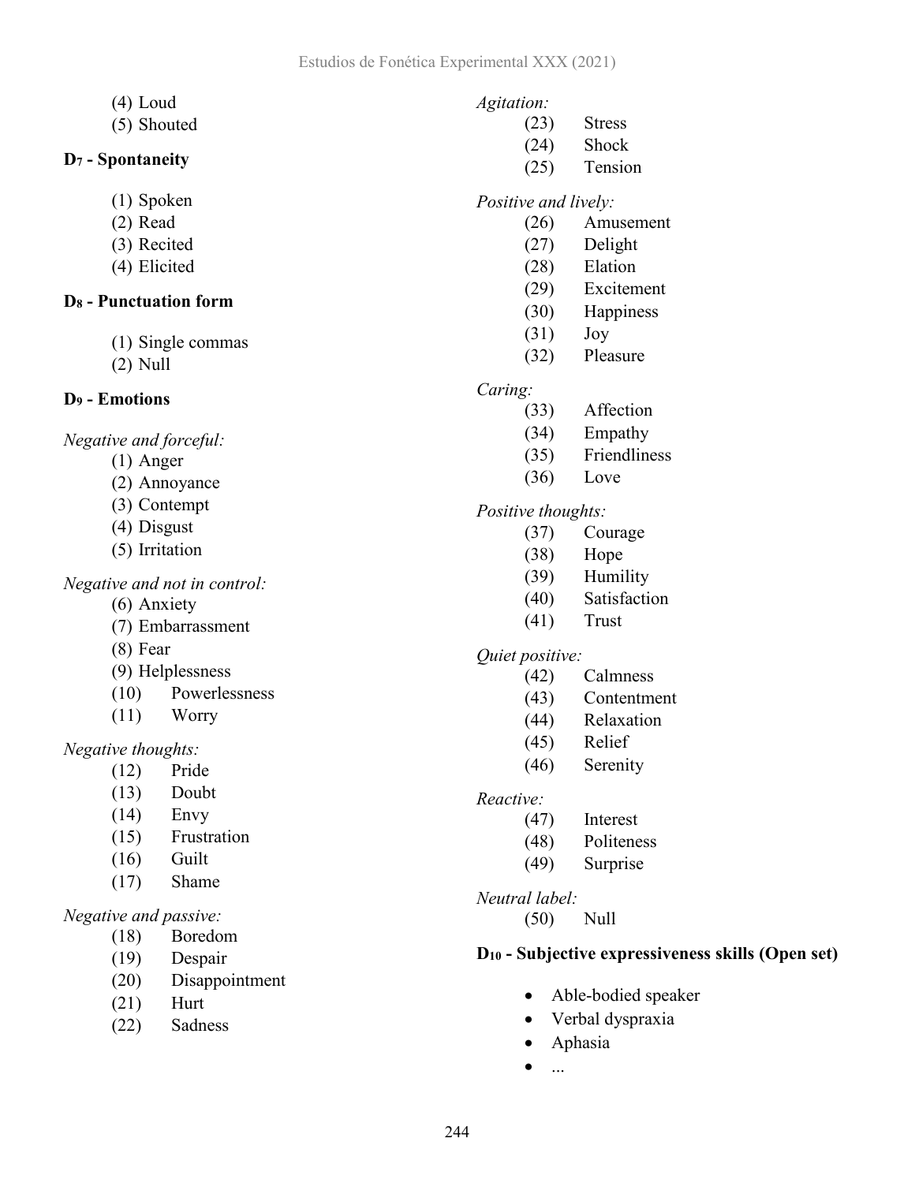(4) Loud
(5) Shouted

**$D_7$ - Spontaneity**

(1) Spoken
(2) Read
(3) Recited
(4) Elicited

**$D_8$ - Punctuation form**

(1) Single commas
(2) Null

**$D_9$ - Emotions**

*Negative and forceful:*

(1) Anger
(2) Annoyance
(3) Contempt
(4) Disgust
(5) Irritation

*Negative and not in control:*

(6) Anxiety
(7) Embarrassment
(8) Fear
(9) Helplessness
(10) Powerlessness
(11) Worry

*Negative thoughts:*

(12) Pride
(13) Doubt
(14) Envy
(15) Frustration
(16) Guilt
(17) Shame

*Negative and passive:*

(18) Boredom
(19) Despair
(20) Disappointment
(21) Hurt
(22) Sadness

*Agitation:*

(23) Stress
(24) Shock
(25) Tension

*Positive and lively:*

(26) Amusement
(27) Delight
(28) Elation
(29) Excitement
(30) Happiness
(31) Joy
(32) Pleasure

*Caring:*

(33) Affection
(34) Empathy
(35) Friendliness
(36) Love

*Positive thoughts:*

(37) Courage
(38) Hope
(39) Humility
(40) Satisfaction
(41) Trust

*Quiet positive:*

(42) Calmness
(43) Contentment
(44) Relaxation
(45) Relief
(46) Serenity

*Reactive:*

(47) Interest
(48) Politeness
(49) Surprise

*Neutral label:*

(50) Null

**$D_{10}$ - Subjective expressiveness skills (Open set)**

- Able-bodied speaker
- Verbal dyspraxia
- Aphasia
- ...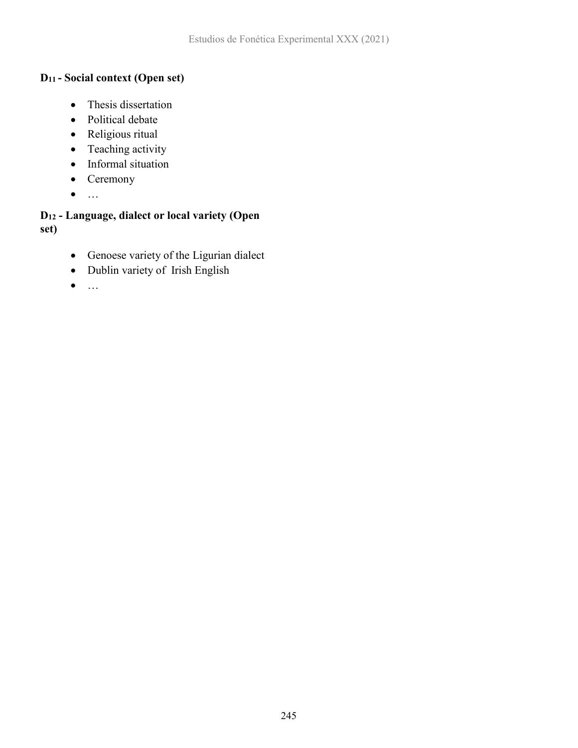**$D_{11}$ - Social context (Open set)**

- Thesis dissertation
- Political debate
- Religious ritual
- Teaching activity
- Informal situation
- Ceremony
- …

**$D_{12}$ - Language, dialect or local variety (Open set)**

- Genoese variety of the Ligurian dialect
- Dublin variety of Irish English
- …